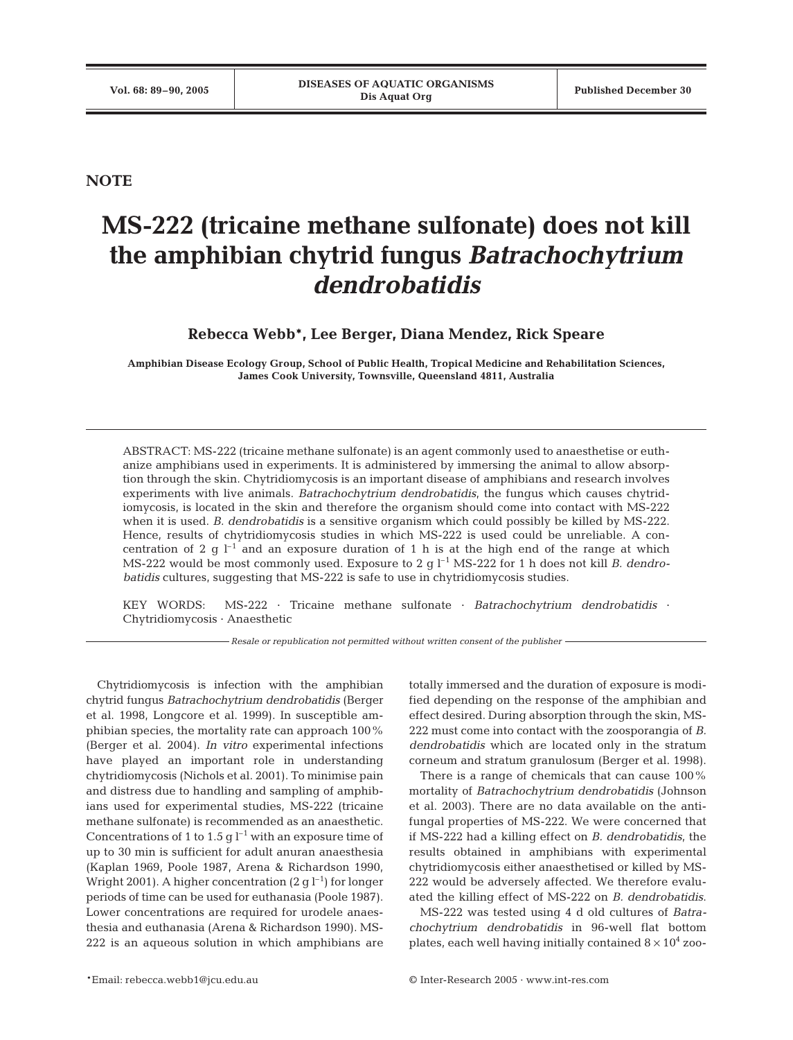NOTE

# MS-222 (tricaine methane sulfonate) does not kill the amphibian chytrid fungus *Batrachochytrium dendrobatidis*

**Rebecca Webb\*, Lee Berger, Diana Mendez, Rick Speare**

**Amphibian Disease Ecology Group, School of Public Health, Tropical Medicine and Rehabilitation Sciences, James Cook University, Townsville, Queensland 4811, Australia**

ABSTRACT: MS-222 (tricaine methane sulfonate) is an agent commonly used to anaesthetise or euthanize amphibians used in experiments. It is administered by immersing the animal to allow absorption through the skin. Chytridiomycosis is an important disease of amphibians and research involves experiments with live animals. *Batrachochytrium dendrobatidis*, the fungus which causes chytridiomycosis, is located in the skin and therefore the organism should come into contact with MS-222 when it is used. *B. dendrobatidis* is a sensitive organism which could possibly be killed by MS-222. Hence, results of chytridiomycosis studies in which MS-222 is used could be unreliable. A concentration of 2 g $l^{-1}$ and an exposure duration of 1 h is at the high end of the range at which MS-222 would be most commonly used. Exposure to 2 g $l^{-1}$ MS-222 for 1 h does not kill *B. dendrobatidis* cultures, suggesting that MS-222 is safe to use in chytridiomycosis studies.

KEY WORDS: MS-222 · Tricaine methane sulfonate · *Batrachochytrium dendrobatidis* · Chytridiomycosis · Anaesthetic

*Resale or republication not permitted without written consent of the publisher*

Chytridiomycosis is infection with the amphibian chytrid fungus *Batrachochytrium dendrobatidis* (Berger et al. 1998, Longcore et al. 1999). In susceptible amphibian species, the mortality rate can approach 100% (Berger et al. 2004). *In vitro* experimental infections have played an important role in understanding chytridiomycosis (Nichols et al. 2001). To minimise pain and distress due to handling and sampling of amphibians used for experimental studies, MS-222 (tricaine methane sulfonate) is recommended as an anaesthetic. Concentrations of 1 to 1.5 g $l^{-1}$ with an exposure time of up to 30 min is sufficient for adult anuran anaesthesia (Kaplan 1969, Poole 1987, Arena & Richardson 1990, Wright 2001). A higher concentration (2 g $l^{-1}$) for longer periods of time can be used for euthanasia (Poole 1987). Lower concentrations are required for urodele anaesthesia and euthanasia (Arena & Richardson 1990). MS-222 is an aqueous solution in which amphibians are totally immersed and the duration of exposure is modified depending on the response of the amphibian and effect desired. During absorption through the skin, MS-222 must come into contact with the zoosporangia of *B. dendrobatidis* which are located only in the stratum corneum and stratum granulosum (Berger et al. 1998).

There is a range of chemicals that can cause 100% mortality of *Batrachochytrium dendrobatidis* (Johnson et al. 2003). There are no data available on the antifungal properties of MS-222. We were concerned that if MS-222 had a killing effect on *B. dendrobatidis*, the results obtained in amphibians with experimental chytridiomycosis either anaesthetised or killed by MS-222 would be adversely affected. We therefore evaluated the killing effect of MS-222 on *B. dendrobatidis.*

MS-222 was tested using 4 d old cultures of *Batrachochytrium dendrobatidis* in 96-well flat bottom plates, each well having initially contained $8 \times 10^4$ zoo-

\*Email: rebecca.webb1@jcu.edu.au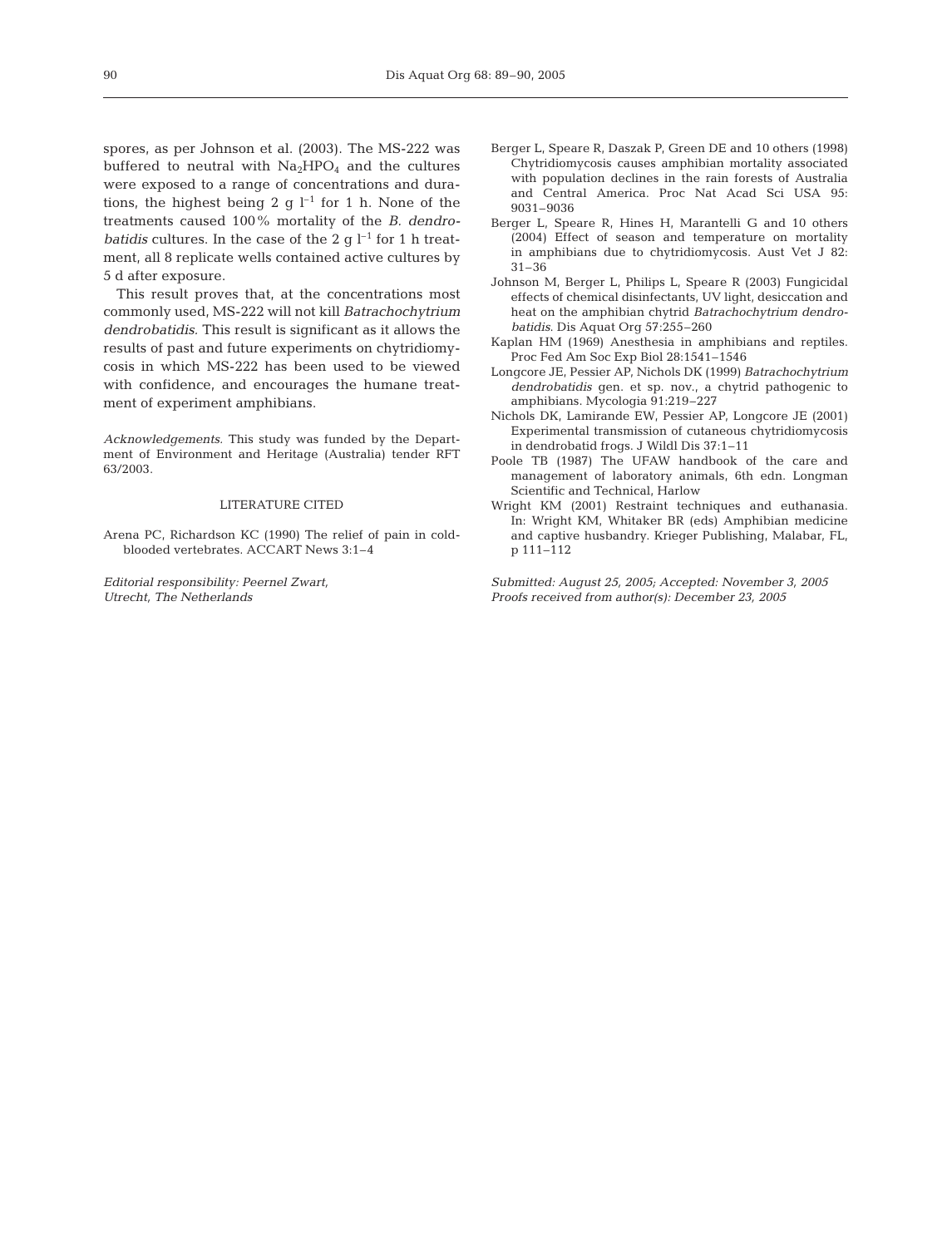spores, as per Johnson et al. (2003). The MS-222 was buffered to neutral with $Na_2HPO_4$ and the cultures were exposed to a range of concentrations and durations, the highest being 2 g $l^{-1}$ for 1 h. None of the treatments caused 100% mortality of the *B. dendrobatidis* cultures. In the case of the 2 g $l^{-1}$ for 1 h treatment, all 8 replicate wells contained active cultures by 5 d after exposure.

This result proves that, at the concentrations most commonly used, MS-222 will not kill *Batrachochytrium dendrobatidis.* This result is significant as it allows the results of past and future experiments on chytridiomycosis in which MS-222 has been used to be viewed with confidence, and encourages the humane treatment of experiment amphibians.

*Acknowledgements.* This study was funded by the Department of Environment and Heritage (Australia) tender RFT 63/2003.

## LITERATURE CITED

Arena PC, Richardson KC (1990) The relief of pain in cold-blooded vertebrates. ACCART News 3:1–4

Berger L, Speare R, Daszak P, Green DE and 10 others (1998) Chytridiomycosis causes amphibian mortality associated with population declines in the rain forests of Australia and Central America. Proc Nat Acad Sci USA 95: 9031–9036

Berger L, Speare R, Hines H, Marantelli G and 10 others (2004) Effect of season and temperature on mortality in amphibians due to chytridiomycosis. Aust Vet J 82: 31–36

Johnson M, Berger L, Philips L, Speare R (2003) Fungicidal effects of chemical disinfectants, UV light, desiccation and heat on the amphibian chytrid *Batrachochytrium dendrobatidis*. Dis Aquat Org 57:255–260

Kaplan HM (1969) Anesthesia in amphibians and reptiles. Proc Fed Am Soc Exp Biol 28:1541–1546

Longcore JE, Pessier AP, Nichols DK (1999) *Batrachochytrium dendrobatidis* gen. et sp. nov., a chytrid pathogenic to amphibians. Mycologia 91:219–227

Nichols DK, Lamirande EW, Pessier AP, Longcore JE (2001) Experimental transmission of cutaneous chytridiomycosis in dendrobatid frogs. J Wildl Dis 37:1–11

Poole TB (1987) The UFAW handbook of the care and management of laboratory animals, 6th edn. Longman Scientific and Technical, Harlow

Wright KM (2001) Restraint techniques and euthanasia. In: Wright KM, Whitaker BR (eds) Amphibian medicine and captive husbandry. Krieger Publishing, Malabar, FL, p 111–112

*Editorial responsibility: Peernel Zwart, Utrecht, The Netherlands*

*Submitted: August 25, 2005; Accepted: November 3, 2005*
*Proofs received from author(s): December 23, 2005*